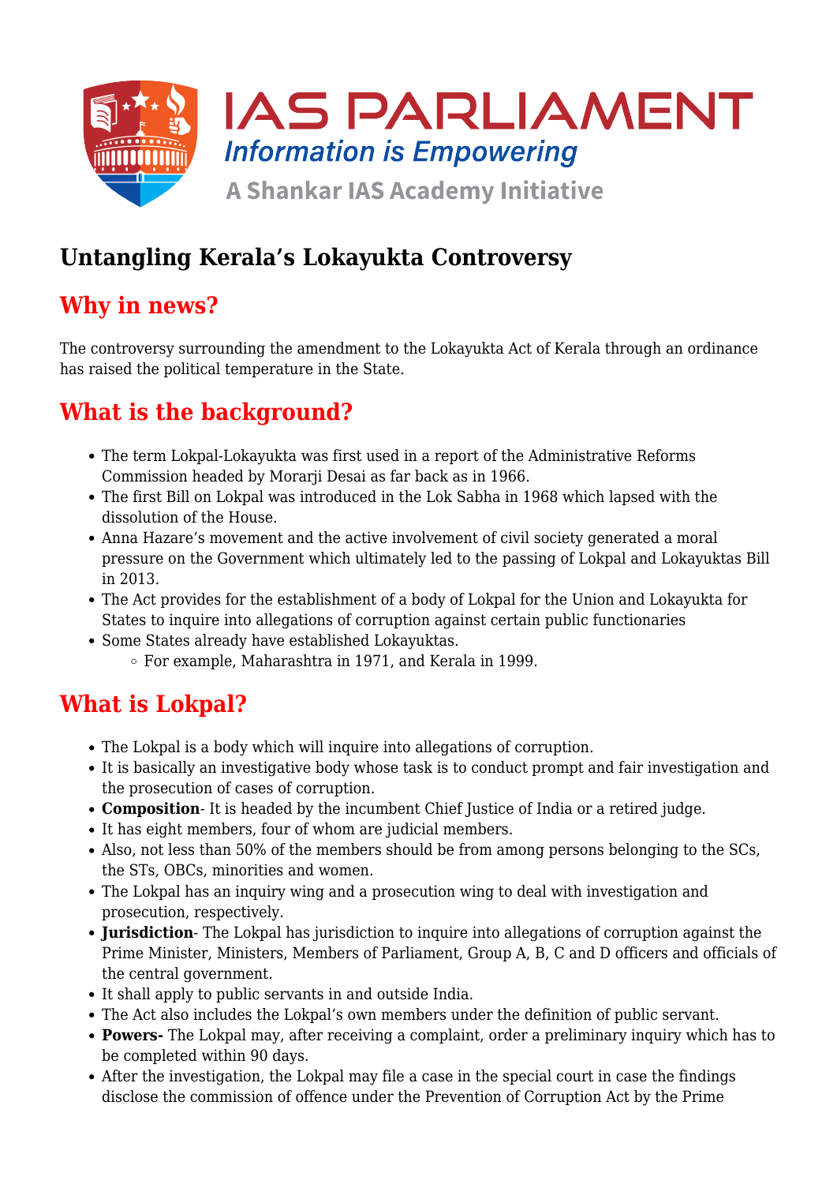# Untangling Kerala's Lokayukta Controversy

## Why in news?

The controversy surrounding the amendment to the Lokayukta Act of Kerala through an ordinance has raised the political temperature in the State.

## What is the background?

- The term Lokpal-Lokayukta was first used in a report of the Administrative Reforms Commission headed by Morarji Desai as far back as in 1966.
- The first Bill on Lokpal was introduced in the Lok Sabha in 1968 which lapsed with the dissolution of the House.
- Anna Hazare's movement and the active involvement of civil society generated a moral pressure on the Government which ultimately led to the passing of Lokpal and Lokayuktas Bill in 2013.
- The Act provides for the establishment of a body of Lokpal for the Union and Lokayukta for States to inquire into allegations of corruption against certain public functionaries
- Some States already have established Lokayuktas.
    - For example, Maharashtra in 1971, and Kerala in 1999.

## What is Lokpal?

- The Lokpal is a body which will inquire into allegations of corruption.
- It is basically an investigative body whose task is to conduct prompt and fair investigation and the prosecution of cases of corruption.
- **Composition**- It is headed by the incumbent Chief Justice of India or a retired judge.
- It has eight members, four of whom are judicial members.
- Also, not less than 50% of the members should be from among persons belonging to the SCs, the STs, OBCs, minorities and women.
- The Lokpal has an inquiry wing and a prosecution wing to deal with investigation and prosecution, respectively.
- **Jurisdiction**- The Lokpal has jurisdiction to inquire into allegations of corruption against the Prime Minister, Ministers, Members of Parliament, Group A, B, C and D officers and officials of the central government.
- It shall apply to public servants in and outside India.
- The Act also includes the Lokpal's own members under the definition of public servant.
- **Powers-** The Lokpal may, after receiving a complaint, order a preliminary inquiry which has to be completed within 90 days.
- After the investigation, the Lokpal may file a case in the special court in case the findings disclose the commission of offence under the Prevention of Corruption Act by the Prime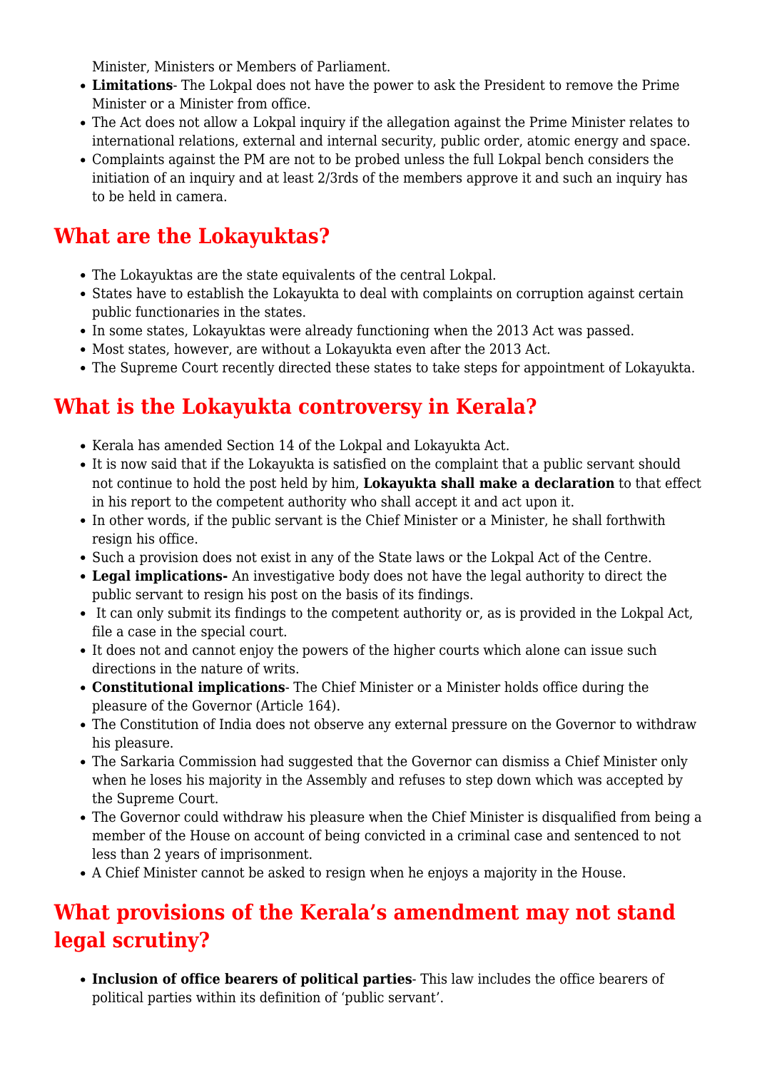Minister, Ministers or Members of Parliament.

- **Limitations**- The Lokpal does not have the power to ask the President to remove the Prime Minister or a Minister from office.
- The Act does not allow a Lokpal inquiry if the allegation against the Prime Minister relates to international relations, external and internal security, public order, atomic energy and space.
- Complaints against the PM are not to be probed unless the full Lokpal bench considers the initiation of an inquiry and at least 2/3rds of the members approve it and such an inquiry has to be held in camera.

## What are the Lokayuktas?

- The Lokayuktas are the state equivalents of the central Lokpal.
- States have to establish the Lokayukta to deal with complaints on corruption against certain public functionaries in the states.
- In some states, Lokayuktas were already functioning when the 2013 Act was passed.
- Most states, however, are without a Lokayukta even after the 2013 Act.
- The Supreme Court recently directed these states to take steps for appointment of Lokayukta.

## What is the Lokayukta controversy in Kerala?

- Kerala has amended Section 14 of the Lokpal and Lokayukta Act.
- It is now said that if the Lokayukta is satisfied on the complaint that a public servant should not continue to hold the post held by him, **Lokayukta shall make a declaration** to that effect in his report to the competent authority who shall accept it and act upon it.
- In other words, if the public servant is the Chief Minister or a Minister, he shall forthwith resign his office.
- Such a provision does not exist in any of the State laws or the Lokpal Act of the Centre.
- **Legal implications-** An investigative body does not have the legal authority to direct the public servant to resign his post on the basis of its findings.
- It can only submit its findings to the competent authority or, as is provided in the Lokpal Act, file a case in the special court.
- It does not and cannot enjoy the powers of the higher courts which alone can issue such directions in the nature of writs.
- **Constitutional implications**- The Chief Minister or a Minister holds office during the pleasure of the Governor (Article 164).
- The Constitution of India does not observe any external pressure on the Governor to withdraw his pleasure.
- The Sarkaria Commission had suggested that the Governor can dismiss a Chief Minister only when he loses his majority in the Assembly and refuses to step down which was accepted by the Supreme Court.
- The Governor could withdraw his pleasure when the Chief Minister is disqualified from being a member of the House on account of being convicted in a criminal case and sentenced to not less than 2 years of imprisonment.
- A Chief Minister cannot be asked to resign when he enjoys a majority in the House.

## What provisions of the Kerala's amendment may not stand legal scrutiny?

- **Inclusion of office bearers of political parties**- This law includes the office bearers of political parties within its definition of 'public servant'.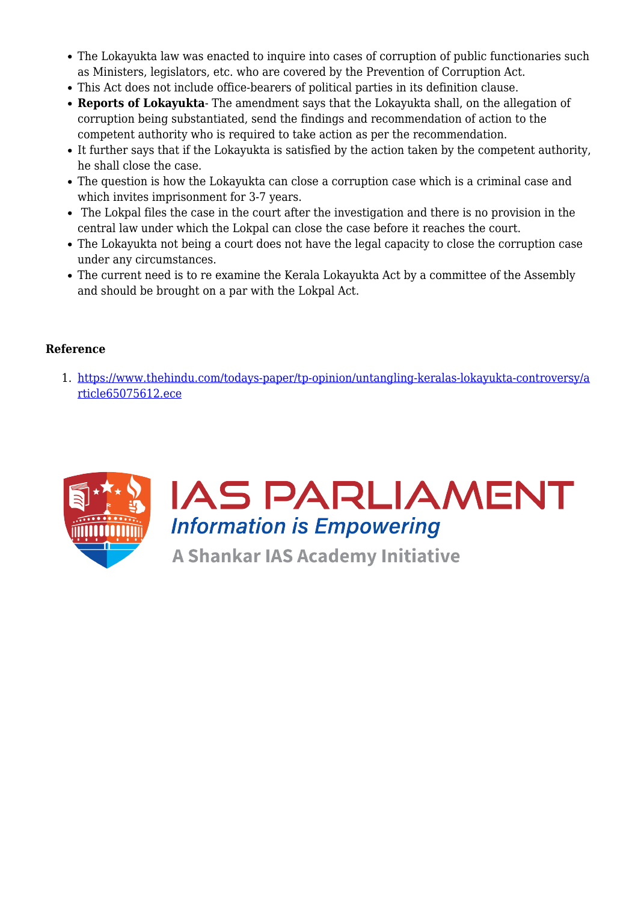- The Lokayukta law was enacted to inquire into cases of corruption of public functionaries such as Ministers, legislators, etc. who are covered by the Prevention of Corruption Act.
- This Act does not include office-bearers of political parties in its definition clause.
- **Reports of Lokayukta**- The amendment says that the Lokayukta shall, on the allegation of corruption being substantiated, send the findings and recommendation of action to the competent authority who is required to take action as per the recommendation.
- It further says that if the Lokayukta is satisfied by the action taken by the competent authority, he shall close the case.
- The question is how the Lokayukta can close a corruption case which is a criminal case and which invites imprisonment for 3-7 years.
- The Lokpal files the case in the court after the investigation and there is no provision in the central law under which the Lokpal can close the case before it reaches the court.
- The Lokayukta not being a court does not have the legal capacity to close the corruption case under any circumstances.
- The current need is to re examine the Kerala Lokayukta Act by a committee of the Assembly and should be brought on a par with the Lokpal Act.

**Reference**

1. https://www.thehindu.com/todays-paper/tp-opinion/untangling-keralas-lokayukta-controversy/article65075612.ece

IAS PARLIAMENT
*Information is Empowering*
A Shankar IAS Academy Initiative